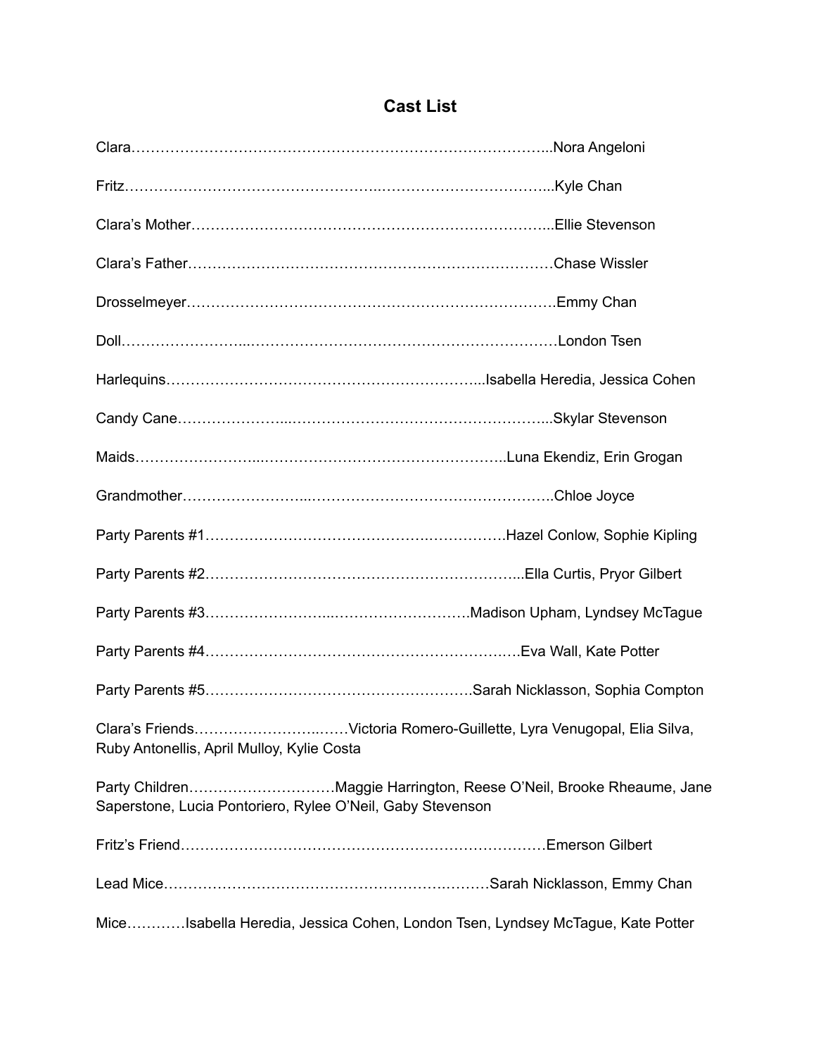# Cast List

Clara…………………………………………………………………………..Nora Angeloni

Fritz……………………………………………..……………………………...Kyle Chan

Clara's Mother………………………………………………………………..Ellie Stevenson

Clara's Father…………………………………………………………………Chase Wissler

Drosselmeyer………………………………………………………………….Emmy Chan

Doll……………………...………………………………………………………London Tsen

Harlequins………………………………………………………...Isabella Heredia, Jessica Cohen

Candy Cane…………………...……………………………………………...Skylar Stevenson

Maids……………………...…………………………………………..Luna Ekendiz, Erin Grogan

Grandmother……………………...…………………………………………..Chloe Joyce

Party Parents #1……………………………………….…………….Hazel Conlow, Sophie Kipling

Party Parents #2……………….……………………………………...Ella Curtis, Pryor Gilbert

Party Parents #3……………………..……………………….Madison Upham, Lyndsey McTague

Party Parents #4…………………………………………………….….Eva Wall, Kate Potter

Party Parents #5……………………………………………….Sarah Nicklasson, Sophia Compton

Clara's Friends…………………….……Victoria Romero-Guillette, Lyra Venugopal, Elia Silva, Ruby Antonellis, April Mulloy, Kylie Costa

Party Children…………………………Maggie Harrington, Reese O'Neil, Brooke Rheaume, Jane Saperstone, Lucia Pontoriero, Rylee O'Neil, Gaby Stevenson

Fritz's Friend…………………………………………………………………Emerson Gilbert

Lead Mice……………………………………………………….………Sarah Nicklasson, Emmy Chan

Mice…………Isabella Heredia, Jessica Cohen, London Tsen, Lyndsey McTague, Kate Potter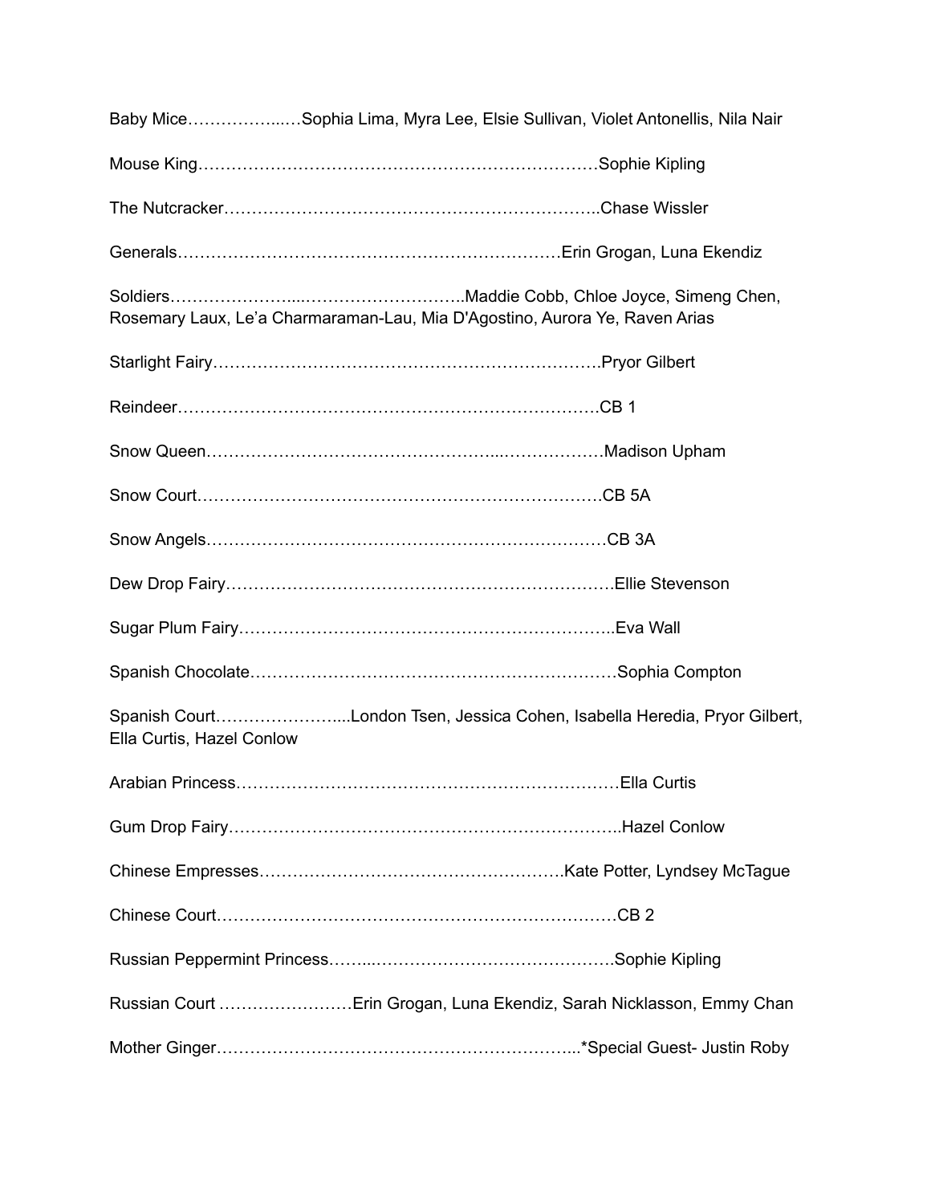Baby Mice……………...…Sophia Lima, Myra Lee, Elsie Sullivan, Violet Antonellis, Nila Nair

Mouse King………………………………………………………………Sophie Kipling

The Nutcracker…………………………………………………………..Chase Wissler

Generals……………………………………………………………Erin Grogan, Luna Ekendiz

Soldiers…………………...………………………..Maddie Cobb, Chloe Joyce, Simeng Chen, Rosemary Laux, Le'a Charmaraman-Lau, Mia D'Agostino, Aurora Ye, Raven Arias

Starlight Fairy…………………….……….……………………….Pryor Gilbert

Reindeer………………………………………………………………….CB 1

Snow Queen…………………………………………...………………Madison Upham

Snow Court……………………………………………………………….CB 5A

Snow Angels………………………………………………………………CB 3A

Dew Drop Fairy…………………………………………………………….Ellie Stevenson

Sugar Plum Fairy…………………………………………………………..Eva Wall

Spanish Chocolate…………………………………………………………Sophia Compton

Spanish Court…………………...London Tsen, Jessica Cohen, Isabella Heredia, Pryor Gilbert, Ella Curtis, Hazel Conlow

Arabian Princess……………………………………………………………Ella Curtis

Gum Drop Fairy…………………………………………………………….Hazel Conlow

Chinese Empresses……………………………………………….Kate Potter, Lyndsey McTague

Chinese Court………………………………………………………………CB 2

Russian Peppermint Princess……...…………………………………….Sophie Kipling

Russian Court ……………………Erin Grogan, Luna Ekendiz, Sarah Nicklasson, Emmy Chan

Mother Ginger…………………………………………………………...*Special Guest- Justin Roby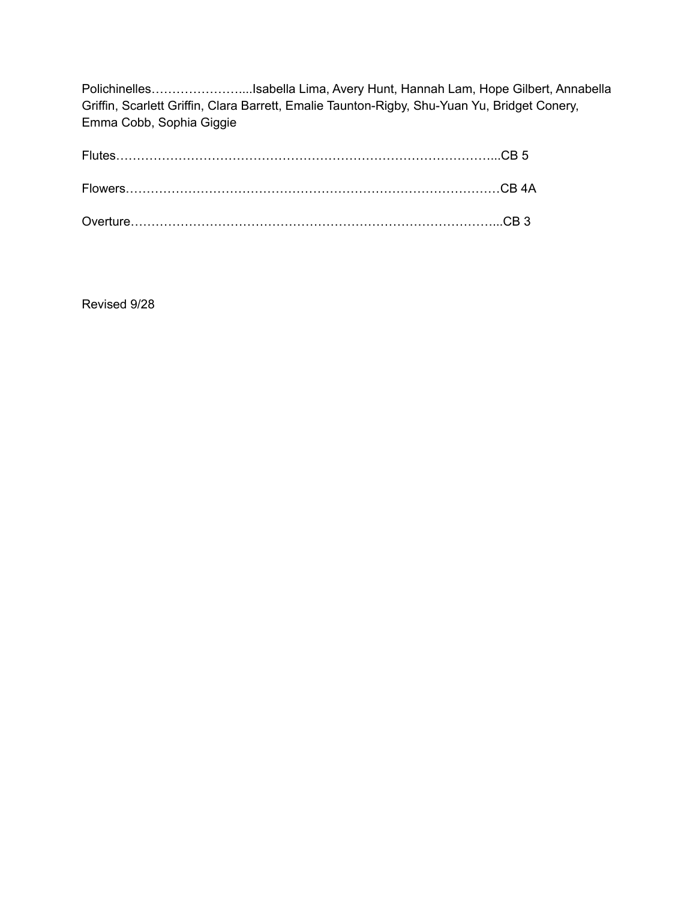Polichinelles…………………....Isabella Lima, Avery Hunt, Hannah Lam, Hope Gilbert, Annabella Griffin, Scarlett Griffin, Clara Barrett, Emalie Taunton-Rigby, Shu-Yuan Yu, Bridget Conery, Emma Cobb, Sophia Giggie

Flutes…………………………………………………………………………………...CB 5

Flowers……………………………………………………………………………CB 4A

Overture…………………………………………………………………………...CB 3

Revised 9/28